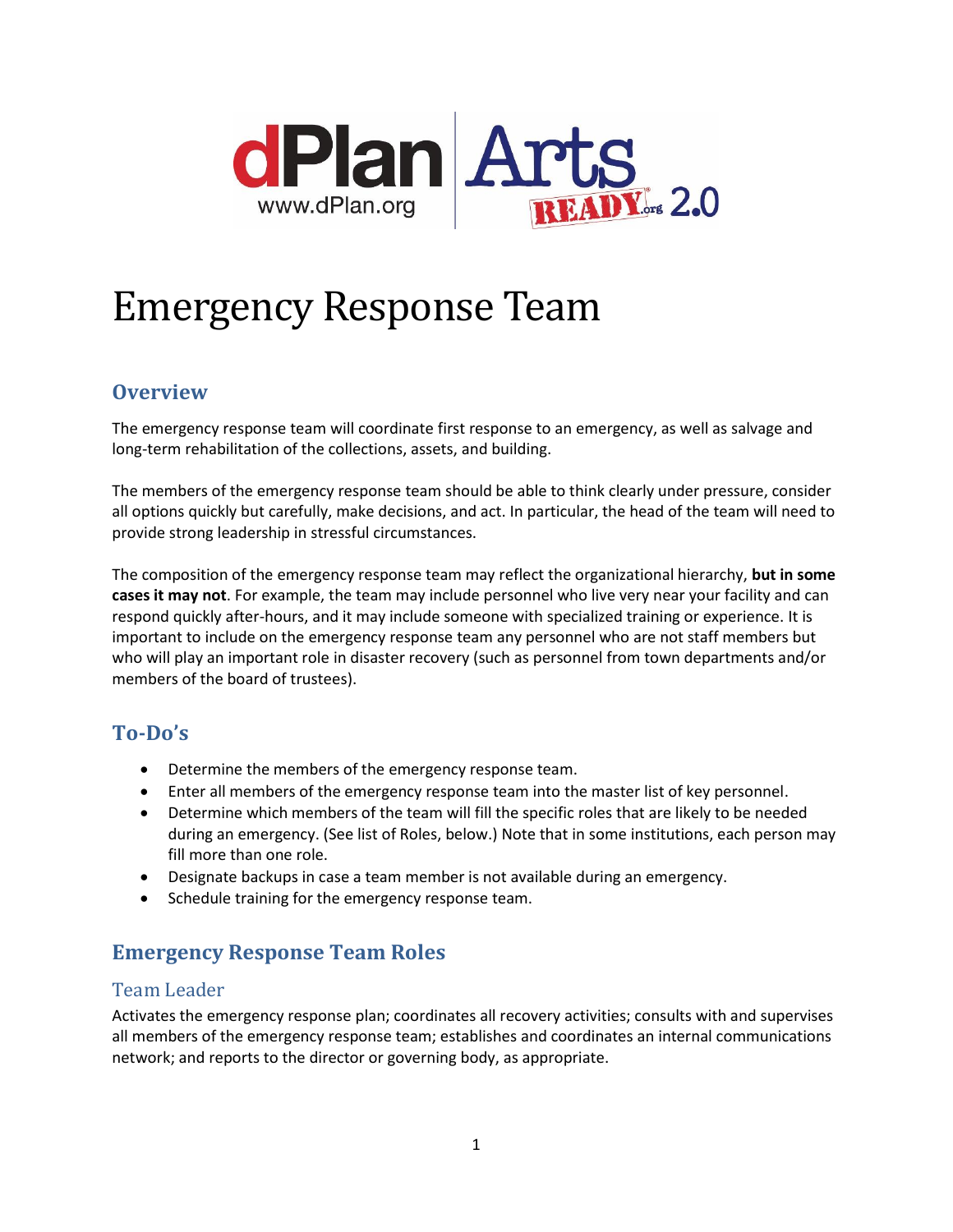# Emergency Response Team

## Overview

The emergency response team will coordinate first response to an emergency, as well as salvage and long-term rehabilitation of the collections, assets, and building.

The members of the emergency response team should be able to think clearly under pressure, consider all options quickly but carefully, make decisions, and act. In particular, the head of the team will need to provide strong leadership in stressful circumstances.

The composition of the emergency response team may reflect the organizational hierarchy, **but in some cases it may not**. For example, the team may include personnel who live very near your facility and can respond quickly after-hours, and it may include someone with specialized training or experience. It is important to include on the emergency response team any personnel who are not staff members but who will play an important role in disaster recovery (such as personnel from town departments and/or members of the board of trustees).

## To-Do's

- Determine the members of the emergency response team.
- Enter all members of the emergency response team into the master list of key personnel.
- Determine which members of the team will fill the specific roles that are likely to be needed during an emergency. (See list of Roles, below.) Note that in some institutions, each person may fill more than one role.
- Designate backups in case a team member is not available during an emergency.
- Schedule training for the emergency response team.

## Emergency Response Team Roles

### Team Leader

Activates the emergency response plan; coordinates all recovery activities; consults with and supervises all members of the emergency response team; establishes and coordinates an internal communications network; and reports to the director or governing body, as appropriate.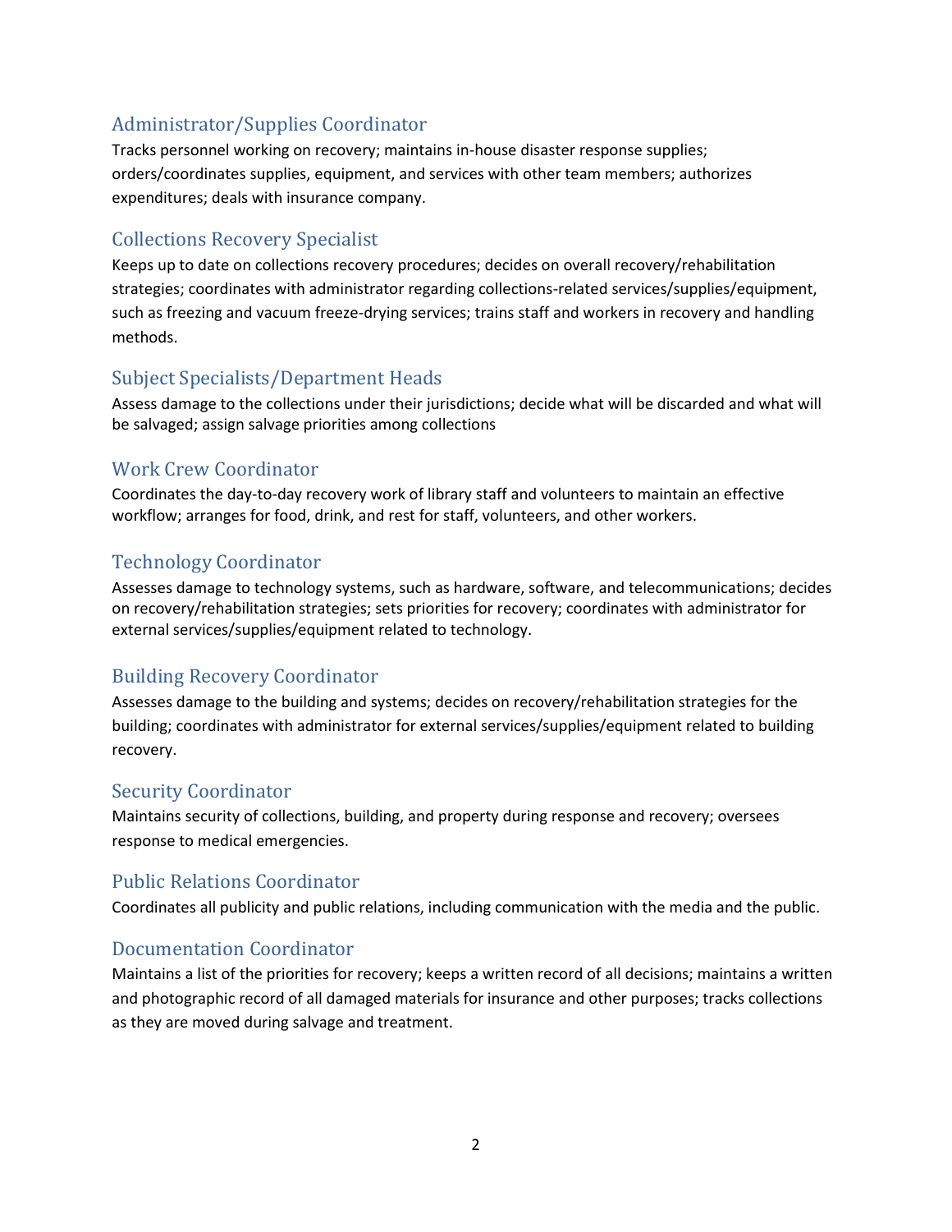## Administrator/Supplies Coordinator

Tracks personnel working on recovery; maintains in-house disaster response supplies; orders/coordinates supplies, equipment, and services with other team members; authorizes expenditures; deals with insurance company.

## Collections Recovery Specialist

Keeps up to date on collections recovery procedures; decides on overall recovery/rehabilitation strategies; coordinates with administrator regarding collections-related services/supplies/equipment, such as freezing and vacuum freeze-drying services; trains staff and workers in recovery and handling methods.

## Subject Specialists/Department Heads

Assess damage to the collections under their jurisdictions; decide what will be discarded and what will be salvaged; assign salvage priorities among collections

## Work Crew Coordinator

Coordinates the day-to-day recovery work of library staff and volunteers to maintain an effective workflow; arranges for food, drink, and rest for staff, volunteers, and other workers.

## Technology Coordinator

Assesses damage to technology systems, such as hardware, software, and telecommunications; decides on recovery/rehabilitation strategies; sets priorities for recovery; coordinates with administrator for external services/supplies/equipment related to technology.

## Building Recovery Coordinator

Assesses damage to the building and systems; decides on recovery/rehabilitation strategies for the building; coordinates with administrator for external services/supplies/equipment related to building recovery.

## Security Coordinator

Maintains security of collections, building, and property during response and recovery; oversees response to medical emergencies.

## Public Relations Coordinator

Coordinates all publicity and public relations, including communication with the media and the public.

## Documentation Coordinator

Maintains a list of the priorities for recovery; keeps a written record of all decisions; maintains a written and photographic record of all damaged materials for insurance and other purposes; tracks collections as they are moved during salvage and treatment.